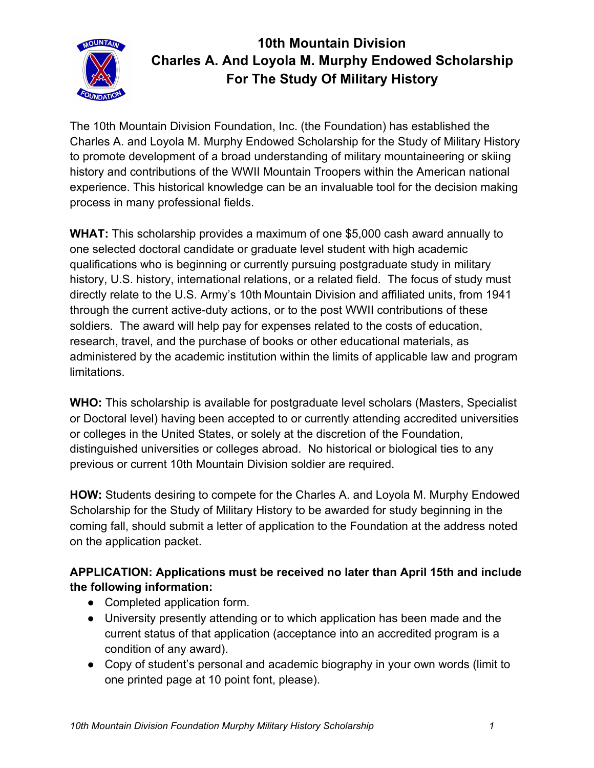# 10th Mountain Division
# Charles A. And Loyola M. Murphy Endowed Scholarship
# For The Study Of Military History

The 10th Mountain Division Foundation, Inc. (the Foundation) has established the Charles A. and Loyola M. Murphy Endowed Scholarship for the Study of Military History to promote development of a broad understanding of military mountaineering or skiing history and contributions of the WWII Mountain Troopers within the American national experience. This historical knowledge can be an invaluable tool for the decision making process in many professional fields.

**WHAT:** This scholarship provides a maximum of one $5,000 cash award annually to one selected doctoral candidate or graduate level student with high academic qualifications who is beginning or currently pursuing postgraduate study in military history, U.S. history, international relations, or a related field. The focus of study must directly relate to the U.S. Army's 10th Mountain Division and affiliated units, from 1941 through the current active-duty actions, or to the post WWII contributions of these soldiers. The award will help pay for expenses related to the costs of education, research, travel, and the purchase of books or other educational materials, as administered by the academic institution within the limits of applicable law and program limitations.

**WHO:** This scholarship is available for postgraduate level scholars (Masters, Specialist or Doctoral level) having been accepted to or currently attending accredited universities or colleges in the United States, or solely at the discretion of the Foundation, distinguished universities or colleges abroad. No historical or biological ties to any previous or current 10th Mountain Division soldier are required.

**HOW:** Students desiring to compete for the Charles A. and Loyola M. Murphy Endowed Scholarship for the Study of Military History to be awarded for study beginning in the coming fall, should submit a letter of application to the Foundation at the address noted on the application packet.

**APPLICATION: Applications must be received no later than April 15th and include the following information:**

- Completed application form.
- University presently attending or to which application has been made and the current status of that application (acceptance into an accredited program is a condition of any award).
- Copy of student's personal and academic biography in your own words (limit to one printed page at 10 point font, please).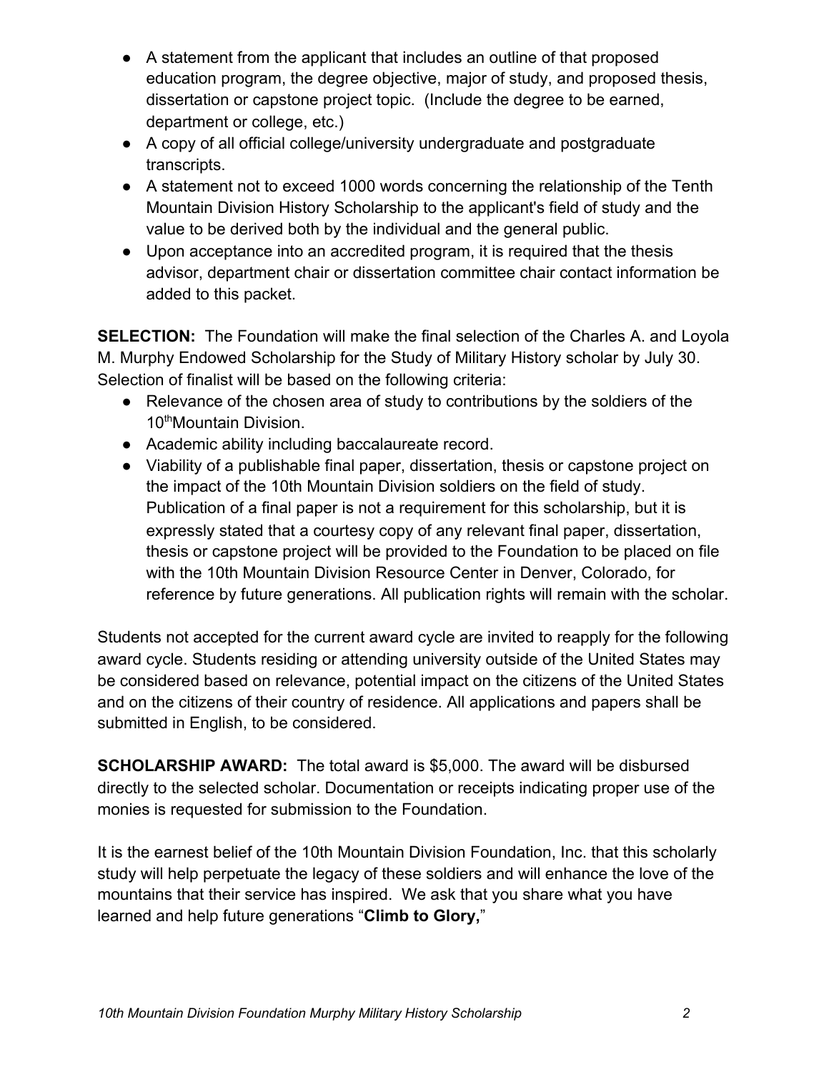- A statement from the applicant that includes an outline of that proposed education program, the degree objective, major of study, and proposed thesis, dissertation or capstone project topic. (Include the degree to be earned, department or college, etc.)
- A copy of all official college/university undergraduate and postgraduate transcripts.
- A statement not to exceed 1000 words concerning the relationship of the Tenth Mountain Division History Scholarship to the applicant's field of study and the value to be derived both by the individual and the general public.
- Upon acceptance into an accredited program, it is required that the thesis advisor, department chair or dissertation committee chair contact information be added to this packet.

**SELECTION:** The Foundation will make the final selection of the Charles A. and Loyola M. Murphy Endowed Scholarship for the Study of Military History scholar by July 30. Selection of finalist will be based on the following criteria:

- Relevance of the chosen area of study to contributions by the soldiers of the 10th Mountain Division.
- Academic ability including baccalaureate record.
- Viability of a publishable final paper, dissertation, thesis or capstone project on the impact of the 10th Mountain Division soldiers on the field of study. Publication of a final paper is not a requirement for this scholarship, but it is expressly stated that a courtesy copy of any relevant final paper, dissertation, thesis or capstone project will be provided to the Foundation to be placed on file with the 10th Mountain Division Resource Center in Denver, Colorado, for reference by future generations. All publication rights will remain with the scholar.

Students not accepted for the current award cycle are invited to reapply for the following award cycle. Students residing or attending university outside of the United States may be considered based on relevance, potential impact on the citizens of the United States and on the citizens of their country of residence. All applications and papers shall be submitted in English, to be considered.

**SCHOLARSHIP AWARD:** The total award is $5,000. The award will be disbursed directly to the selected scholar. Documentation or receipts indicating proper use of the monies is requested for submission to the Foundation.

It is the earnest belief of the 10th Mountain Division Foundation, Inc. that this scholarly study will help perpetuate the legacy of these soldiers and will enhance the love of the mountains that their service has inspired. We ask that you share what you have learned and help future generations "**Climb to Glory,**"